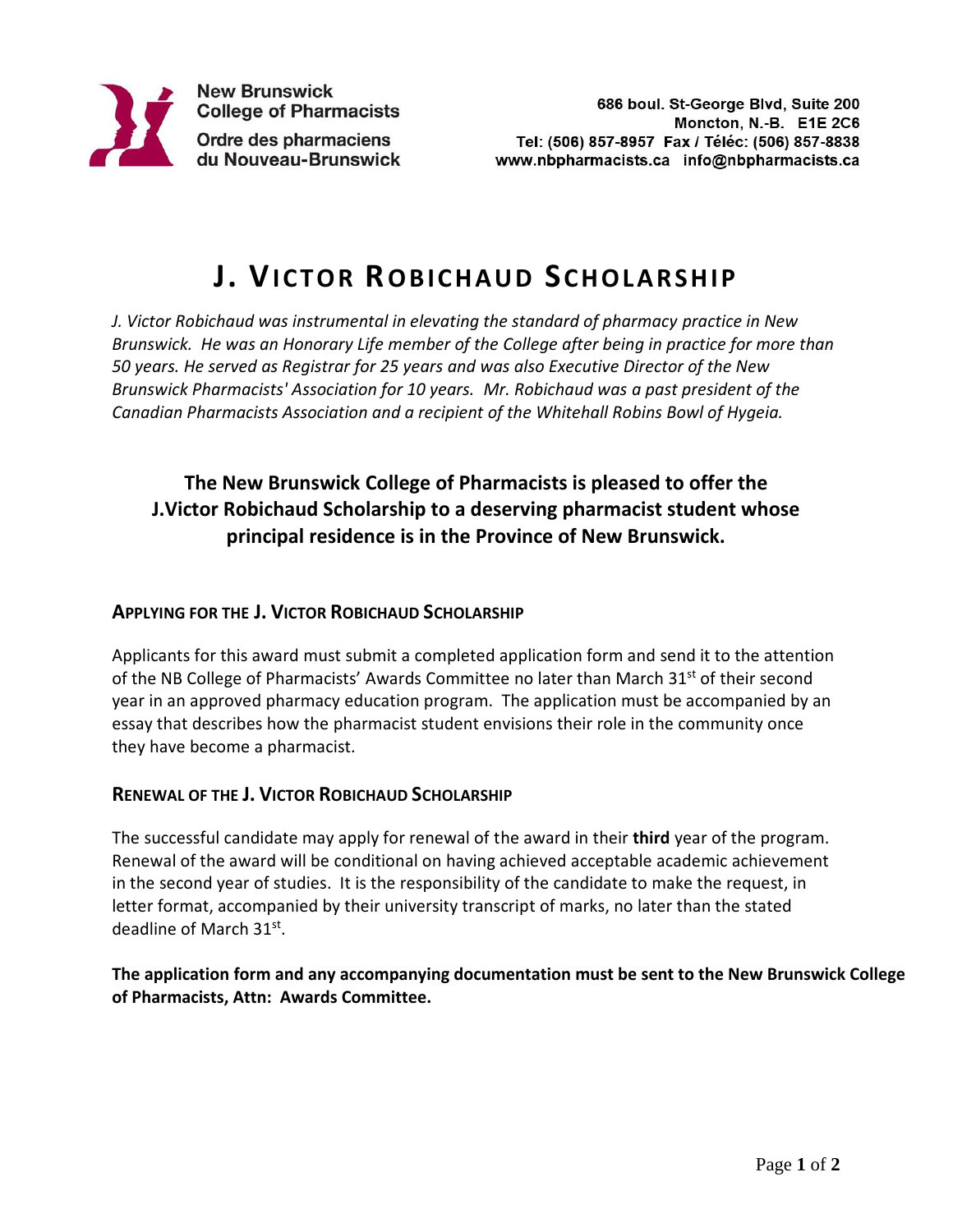**New Brunswick College of Pharmacists**
**Ordre des pharmaciens du Nouveau-Brunswick**

686 boul. St-George Blvd, Suite 200
Moncton, N.-B. E1E 2C6
Tel: (506) 857-8957 Fax / Téléc: (506) 857-8838
www.nbpharmacists.ca info@nbpharmacists.ca

# J. Victor Robichaud Scholarship

*J. Victor Robichaud was instrumental in elevating the standard of pharmacy practice in New Brunswick. He was an Honorary Life member of the College after being in practice for more than 50 years. He served as Registrar for 25 years and was also Executive Director of the New Brunswick Pharmacists' Association for 10 years. Mr. Robichaud was a past president of the Canadian Pharmacists Association and a recipient of the Whitehall Robins Bowl of Hygeia.*

**The New Brunswick College of Pharmacists is pleased to offer the J.Victor Robichaud Scholarship to a deserving pharmacist student whose principal residence is in the Province of New Brunswick.**

## Applying for the J. Victor Robichaud Scholarship

Applicants for this award must submit a completed application form and send it to the attention of the NB College of Pharmacists' Awards Committee no later than March 31st of their second year in an approved pharmacy education program. The application must be accompanied by an essay that describes how the pharmacist student envisions their role in the community once they have become a pharmacist.

## Renewal of the J. Victor Robichaud Scholarship

The successful candidate may apply for renewal of the award in their **third** year of the program. Renewal of the award will be conditional on having achieved acceptable academic achievement in the second year of studies. It is the responsibility of the candidate to make the request, in letter format, accompanied by their university transcript of marks, no later than the stated deadline of March 31st.

**The application form and any accompanying documentation must be sent to the New Brunswick College of Pharmacists, Attn: Awards Committee.**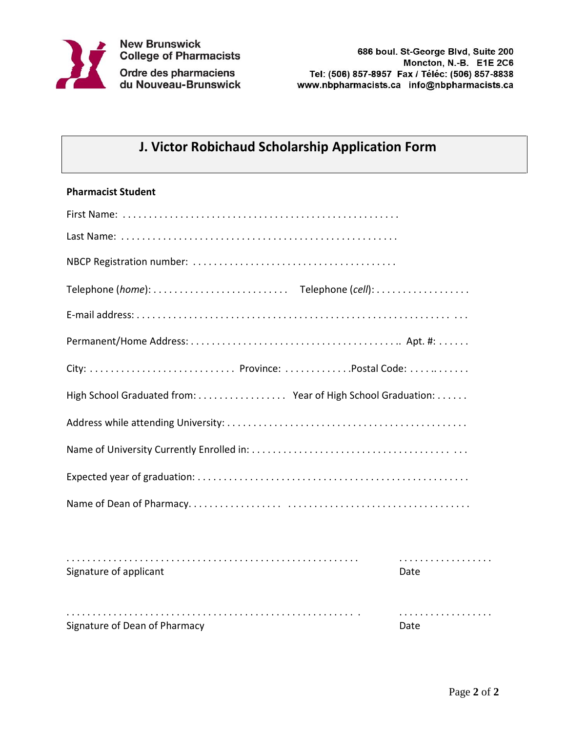**New Brunswick College of Pharmacists**
**Ordre des pharmaciens du Nouveau-Brunswick**

686 boul. St-George Blvd, Suite 200
Moncton, N.-B. E1E 2C6
Tel: (506) 857-8957 Fax / Téléc: (506) 857-8838
www.nbpharmacists.ca info@nbpharmacists.ca

# J. Victor Robichaud Scholarship Application Form

**Pharmacist Student**

First Name: . . . . . . . . . . . . . . . . . . . . . . . . . . . . . . . . . . . . . . . . . . . . . . . . . . . .

Last Name: . . . . . . . . . . . . . . . . . . . . . . . . . . . . . . . . . . . . . . . . . . . . . . . . . . . .

NBCP Registration number: . . . . . . . . . . . . . . . . . . . . . . . . . . . . . . . . . . . . . .

Telephone (*home*): . . . . . . . . . . . . . . . . . . . . . . . . . . Telephone (*cell*): . . . . . . . . . . . . . . . . . .

E-mail address: . . . . . . . . . . . . . . . . . . . . . . . . . . . . . . . . . . . . . . . . . . . . . . . . . . . . . . . . . . .

Permanent/Home Address: . . . . . . . . . . . . . . . . . . . . . . . . . . . . . . . . . . . . . . . .. Apt. #: . . . . . .

City: . . . . . . . . . . . . . . . . . . . . . . . . . . . Province: . . . . . . . . . . . . .Postal Code: . . . . .. . . . . . .

High School Graduated from: . . . . . . . . . . . . . . . . . Year of High School Graduation: . . . . . .

Address while attending University: . . . . . . . . . . . . . . . . . . . . . . . . . . . . . . . . . . . . . . . . . . . .

Name of University Currently Enrolled in: . . . . . . . . . . . . . . . . . . . . . . . . . . . . . . . . . . . . . . . . .

Expected year of graduation: . . . . . . . . . . . . . . . . . . . . . . . . . . . . . . . . . . . . . . . . . . . . . . . . . .

Name of Dean of Pharmacy. . . . . . . . . . . . . . . . . . . . . . . . . . . . . . . . . . . . . . . . . . . . . . . . . . .

. . . . . . . . . . . . . . . . . . . . . . . . . . . . . . . . . . . . . . . . . . . . . . . . . . . . . . . . . . . . . . . . . . . . . .
Signature of applicant                                                   Date

. . . . . . . . . . . . . . . . . . . . . . . . . . . . . . . . . . . . . . . . . . . . . . . . . . . . . . . . . . . . . . . . . . . . . .
Signature of Dean of Pharmacy                                            Date